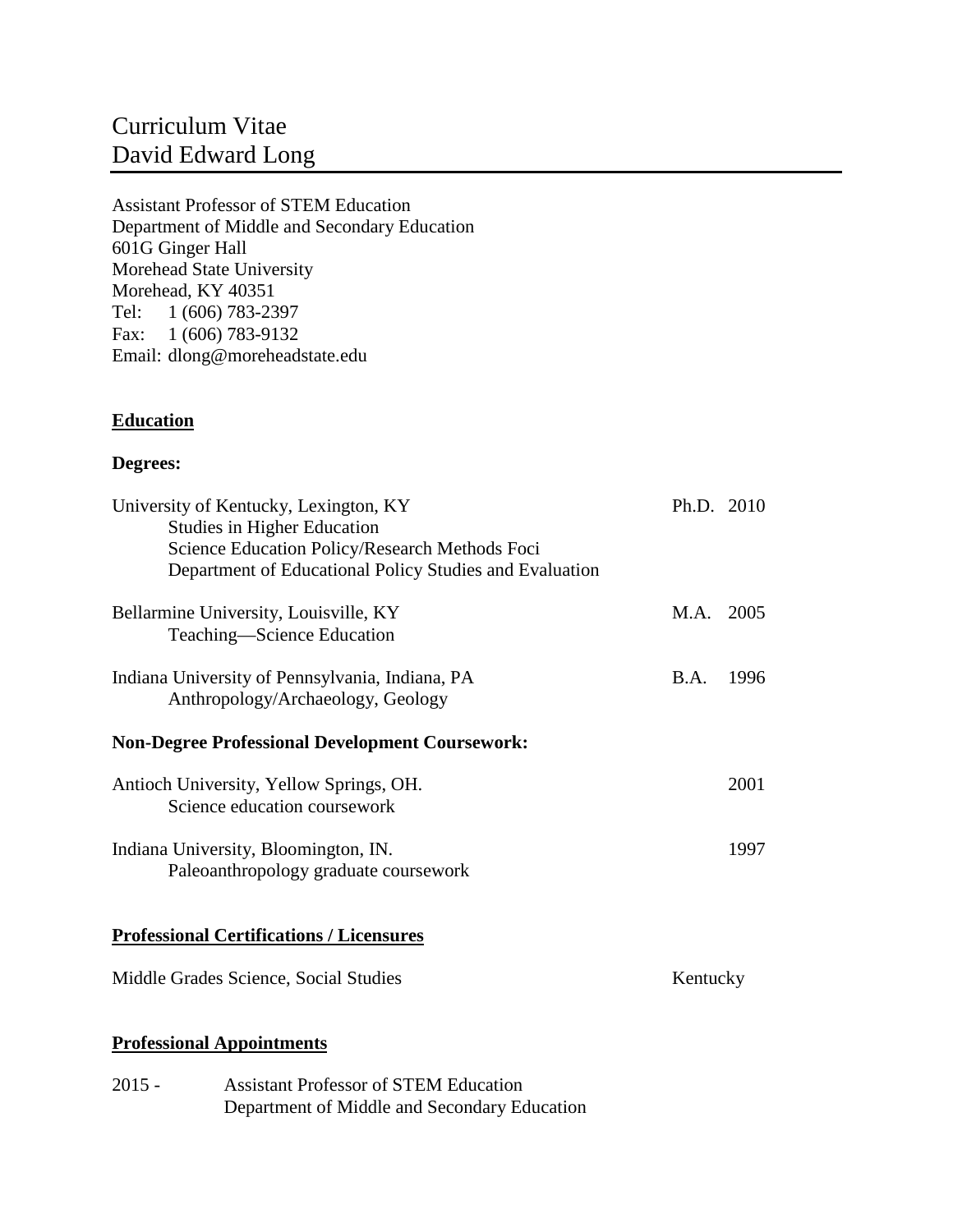# Curriculum Vitae
# David Edward Long

Assistant Professor of STEM Education
Department of Middle and Secondary Education
601G Ginger Hall
Morehead State University
Morehead, KY 40351
Tel: 1 (606) 783-2397
Fax: 1 (606) 783-9132
Email: dlong@moreheadstate.edu

## Education

### Degrees:

University of Kentucky, Lexington, KY — Ph.D. 2010
Studies in Higher Education
Science Education Policy/Research Methods Foci
Department of Educational Policy Studies and Evaluation

Bellarmine University, Louisville, KY — M.A. 2005
Teaching—Science Education

Indiana University of Pennsylvania, Indiana, PA — B.A. 1996
Anthropology/Archaeology, Geology

### Non-Degree Professional Development Coursework:

Antioch University, Yellow Springs, OH. — 2001
Science education coursework

Indiana University, Bloomington, IN. — 1997
Paleoanthropology graduate coursework

## Professional Certifications / Licensures

Middle Grades Science, Social Studies — Kentucky

## Professional Appointments

2015 - Assistant Professor of STEM Education
Department of Middle and Secondary Education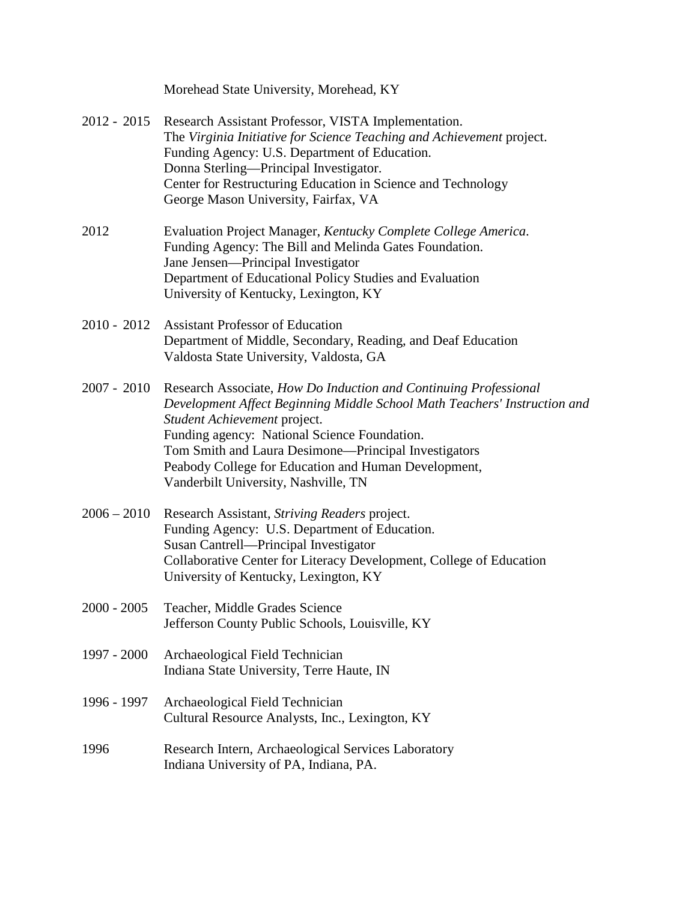Morehead State University, Morehead, KY

2012 - 2015 Research Assistant Professor, VISTA Implementation.
The *Virginia Initiative for Science Teaching and Achievement* project.
Funding Agency: U.S. Department of Education.
Donna Sterling—Principal Investigator.
Center for Restructuring Education in Science and Technology
George Mason University, Fairfax, VA

2012 Evaluation Project Manager, *Kentucky Complete College America*.
Funding Agency: The Bill and Melinda Gates Foundation.
Jane Jensen—Principal Investigator
Department of Educational Policy Studies and Evaluation
University of Kentucky, Lexington, KY

2010 - 2012 Assistant Professor of Education
Department of Middle, Secondary, Reading, and Deaf Education
Valdosta State University, Valdosta, GA

2007 - 2010 Research Associate, *How Do Induction and Continuing Professional Development Affect Beginning Middle School Math Teachers' Instruction and Student Achievement* project.
Funding agency: National Science Foundation.
Tom Smith and Laura Desimone—Principal Investigators
Peabody College for Education and Human Development,
Vanderbilt University, Nashville, TN

2006 – 2010 Research Assistant, *Striving Readers* project.
Funding Agency: U.S. Department of Education.
Susan Cantrell—Principal Investigator
Collaborative Center for Literacy Development, College of Education
University of Kentucky, Lexington, KY

2000 - 2005 Teacher, Middle Grades Science
Jefferson County Public Schools, Louisville, KY

1997 - 2000 Archaeological Field Technician
Indiana State University, Terre Haute, IN

1996 - 1997 Archaeological Field Technician
Cultural Resource Analysts, Inc., Lexington, KY

1996 Research Intern, Archaeological Services Laboratory
Indiana University of PA, Indiana, PA.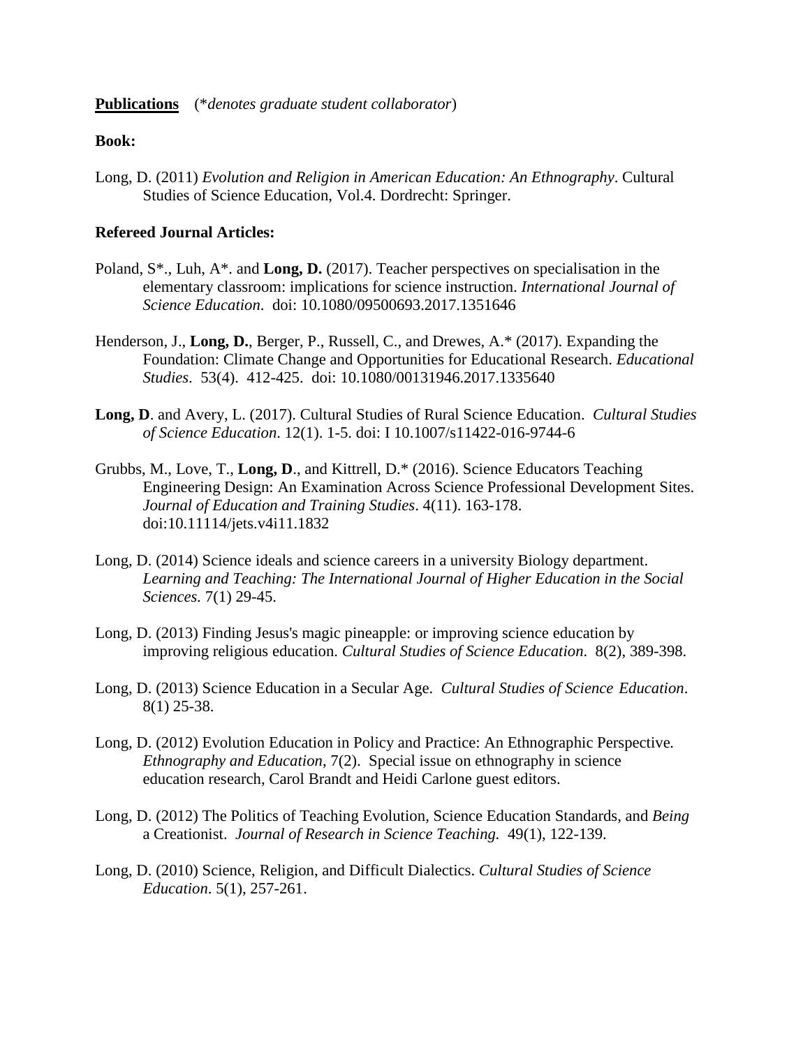**Publications** (*\*denotes graduate student collaborator*)

**Book:**

Long, D. (2011) *Evolution and Religion in American Education: An Ethnography*. Cultural Studies of Science Education, Vol.4. Dordrecht: Springer.

**Refereed Journal Articles:**

Poland, S*., Luh, A*. and **Long, D.** (2017). Teacher perspectives on specialisation in the elementary classroom: implications for science instruction. *International Journal of Science Education*. doi: 10.1080/09500693.2017.1351646

Henderson, J., **Long, D.**, Berger, P., Russell, C., and Drewes, A.* (2017). Expanding the Foundation: Climate Change and Opportunities for Educational Research. *Educational Studies*. 53(4). 412-425. doi: 10.1080/00131946.2017.1335640

**Long, D**. and Avery, L. (2017). Cultural Studies of Rural Science Education. *Cultural Studies of Science Education*. 12(1). 1-5. doi: I 10.1007/s11422-016-9744-6

Grubbs, M., Love, T., **Long, D**., and Kittrell, D.* (2016). Science Educators Teaching Engineering Design: An Examination Across Science Professional Development Sites. *Journal of Education and Training Studies*. 4(11). 163-178. doi:10.11114/jets.v4i11.1832

Long, D. (2014) Science ideals and science careers in a university Biology department. *Learning and Teaching: The International Journal of Higher Education in the Social Sciences.* 7(1) 29-45.

Long, D. (2013) Finding Jesus's magic pineapple: or improving science education by improving religious education. *Cultural Studies of Science Education*. 8(2), 389-398.

Long, D. (2013) Science Education in a Secular Age. *Cultural Studies of Science Education*. 8(1) 25-38.

Long, D. (2012) Evolution Education in Policy and Practice: An Ethnographic Perspective. *Ethnography and Education*, 7(2). Special issue on ethnography in science education research, Carol Brandt and Heidi Carlone guest editors.

Long, D. (2012) The Politics of Teaching Evolution, Science Education Standards, and *Being* a Creationist. *Journal of Research in Science Teaching.* 49(1), 122-139.

Long, D. (2010) Science, Religion, and Difficult Dialectics. *Cultural Studies of Science Education*. 5(1), 257-261.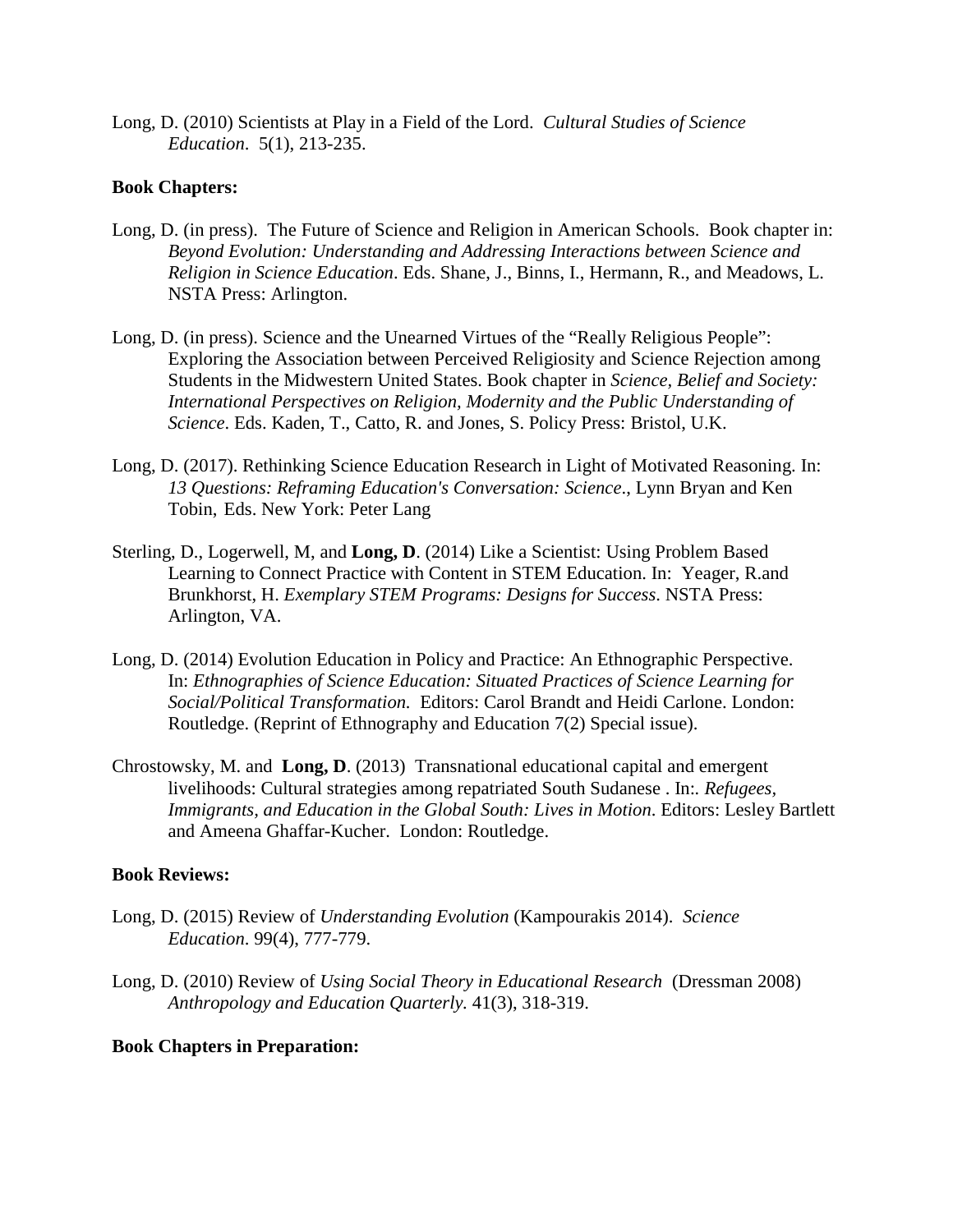Long, D. (2010) Scientists at Play in a Field of the Lord. *Cultural Studies of Science Education*. 5(1), 213-235.

**Book Chapters:**

Long, D. (in press). The Future of Science and Religion in American Schools. Book chapter in: *Beyond Evolution: Understanding and Addressing Interactions between Science and Religion in Science Education*. Eds. Shane, J., Binns, I., Hermann, R., and Meadows, L. NSTA Press: Arlington.

Long, D. (in press). Science and the Unearned Virtues of the "Really Religious People": Exploring the Association between Perceived Religiosity and Science Rejection among Students in the Midwestern United States. Book chapter in *Science, Belief and Society: International Perspectives on Religion, Modernity and the Public Understanding of Science*. Eds. Kaden, T., Catto, R. and Jones, S. Policy Press: Bristol, U.K.

Long, D. (2017). Rethinking Science Education Research in Light of Motivated Reasoning. In: *13 Questions: Reframing Education's Conversation: Science*., Lynn Bryan and Ken Tobin, Eds. New York: Peter Lang

Sterling, D., Logerwell, M, and **Long, D**. (2014) Like a Scientist: Using Problem Based Learning to Connect Practice with Content in STEM Education. In: Yeager, R.and Brunkhorst, H. *Exemplary STEM Programs: Designs for Success*. NSTA Press: Arlington, VA.

Long, D. (2014) Evolution Education in Policy and Practice: An Ethnographic Perspective. In: *Ethnographies of Science Education: Situated Practices of Science Learning for Social/Political Transformation.* Editors: Carol Brandt and Heidi Carlone. London: Routledge. (Reprint of Ethnography and Education 7(2) Special issue).

Chrostowsky, M. and **Long, D**. (2013) Transnational educational capital and emergent livelihoods: Cultural strategies among repatriated South Sudanese . In:. *Refugees, Immigrants, and Education in the Global South: Lives in Motion*. Editors: Lesley Bartlett and Ameena Ghaffar-Kucher. London: Routledge.

**Book Reviews:**

Long, D. (2015) Review of *Understanding Evolution* (Kampourakis 2014). *Science Education*. 99(4), 777-779.

Long, D. (2010) Review of *Using Social Theory in Educational Research* (Dressman 2008) *Anthropology and Education Quarterly.* 41(3), 318-319.

**Book Chapters in Preparation:**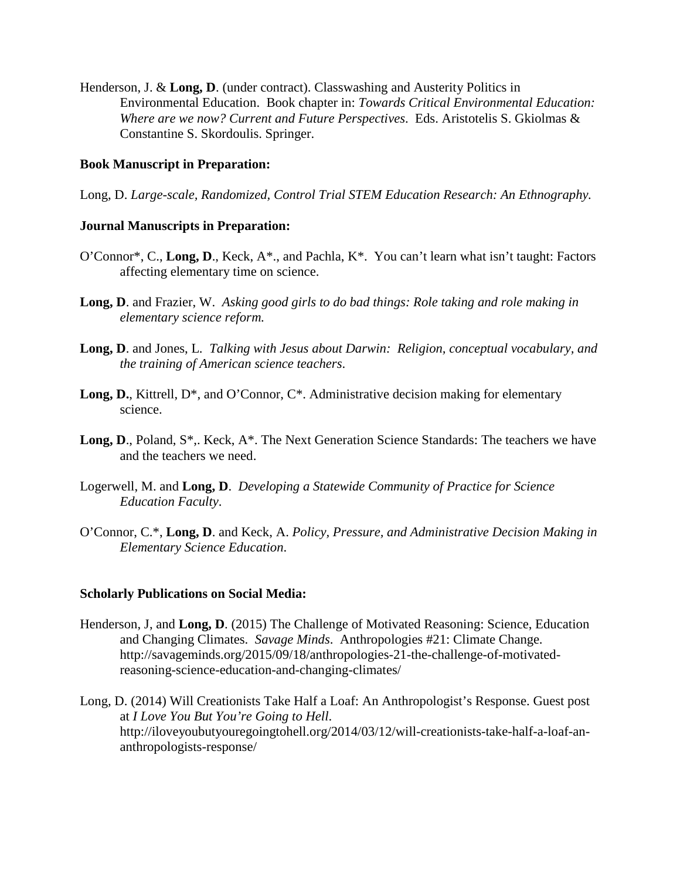Henderson, J. & **Long, D**. (under contract). Classwashing and Austerity Politics in Environmental Education. Book chapter in: *Towards Critical Environmental Education: Where are we now? Current and Future Perspectives*. Eds. Aristotelis S. Gkiolmas & Constantine S. Skordoulis. Springer.

**Book Manuscript in Preparation:**

Long, D. *Large-scale, Randomized, Control Trial STEM Education Research: An Ethnography.*

**Journal Manuscripts in Preparation:**

O'Connor*, C., **Long, D**., Keck, A*., and Pachla, K*. You can't learn what isn't taught: Factors affecting elementary time on science.

**Long, D**. and Frazier, W. *Asking good girls to do bad things: Role taking and role making in elementary science reform.*

**Long, D**. and Jones, L. *Talking with Jesus about Darwin: Religion, conceptual vocabulary, and the training of American science teachers*.

**Long, D.**, Kittrell, D*, and O'Connor, C*. Administrative decision making for elementary science.

**Long, D**., Poland, S*,. Keck, A*. The Next Generation Science Standards: The teachers we have and the teachers we need.

Logerwell, M. and **Long, D**. *Developing a Statewide Community of Practice for Science Education Faculty*.

O'Connor, C.*, **Long, D**. and Keck, A. *Policy, Pressure, and Administrative Decision Making in Elementary Science Education*.

**Scholarly Publications on Social Media:**

Henderson, J, and **Long, D**. (2015) The Challenge of Motivated Reasoning: Science, Education and Changing Climates. *Savage Minds*. Anthropologies #21: Climate Change. http://savageminds.org/2015/09/18/anthropologies-21-the-challenge-of-motivated-reasoning-science-education-and-changing-climates/

Long, D. (2014) Will Creationists Take Half a Loaf: An Anthropologist's Response. Guest post at *I Love You But You're Going to Hell*. http://iloveyoubutyouregoingtohell.org/2014/03/12/will-creationists-take-half-a-loaf-an-anthropologists-response/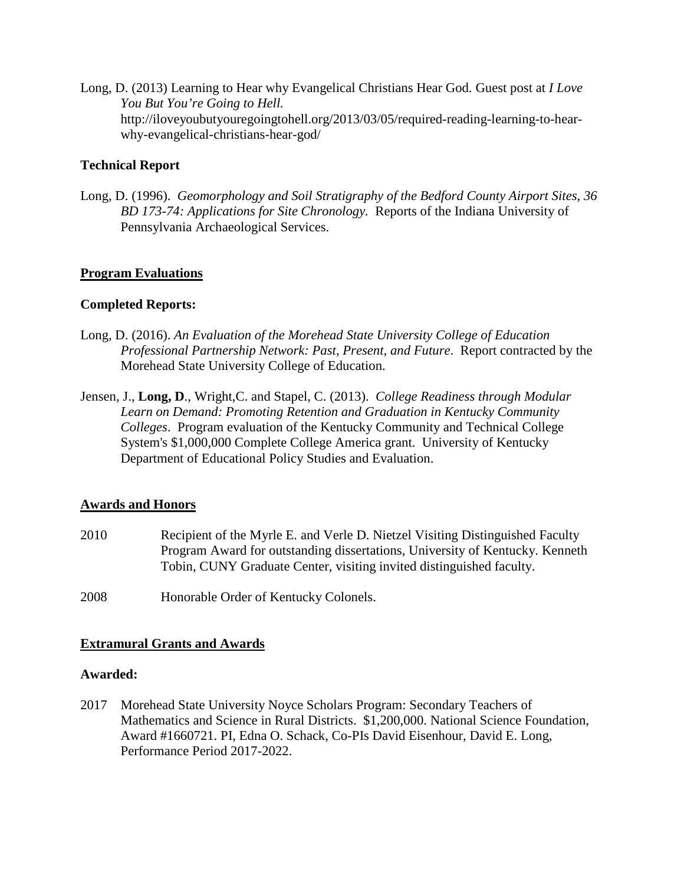Long, D. (2013) Learning to Hear why Evangelical Christians Hear God. Guest post at *I Love You But You're Going to Hell.* http://iloveyoubutyouregoingtohell.org/2013/03/05/required-reading-learning-to-hear-why-evangelical-christians-hear-god/

**Technical Report**

Long, D. (1996). *Geomorphology and Soil Stratigraphy of the Bedford County Airport Sites, 36 BD 173-74: Applications for Site Chronology.* Reports of the Indiana University of Pennsylvania Archaeological Services.

## Program Evaluations

**Completed Reports:**

Long, D. (2016). *An Evaluation of the Morehead State University College of Education Professional Partnership Network: Past, Present, and Future*. Report contracted by the Morehead State University College of Education.

Jensen, J., **Long, D**., Wright,C. and Stapel, C. (2013). *College Readiness through Modular Learn on Demand: Promoting Retention and Graduation in Kentucky Community Colleges*. Program evaluation of the Kentucky Community and Technical College System's $1,000,000 Complete College America grant. University of Kentucky Department of Educational Policy Studies and Evaluation.

## Awards and Honors

2010 Recipient of the Myrle E. and Verle D. Nietzel Visiting Distinguished Faculty Program Award for outstanding dissertations, University of Kentucky. Kenneth Tobin, CUNY Graduate Center, visiting invited distinguished faculty.

2008 Honorable Order of Kentucky Colonels.

## Extramural Grants and Awards

**Awarded:**

2017 Morehead State University Noyce Scholars Program: Secondary Teachers of Mathematics and Science in Rural Districts. $1,200,000. National Science Foundation, Award #1660721. PI, Edna O. Schack, Co-PIs David Eisenhour, David E. Long, Performance Period 2017-2022.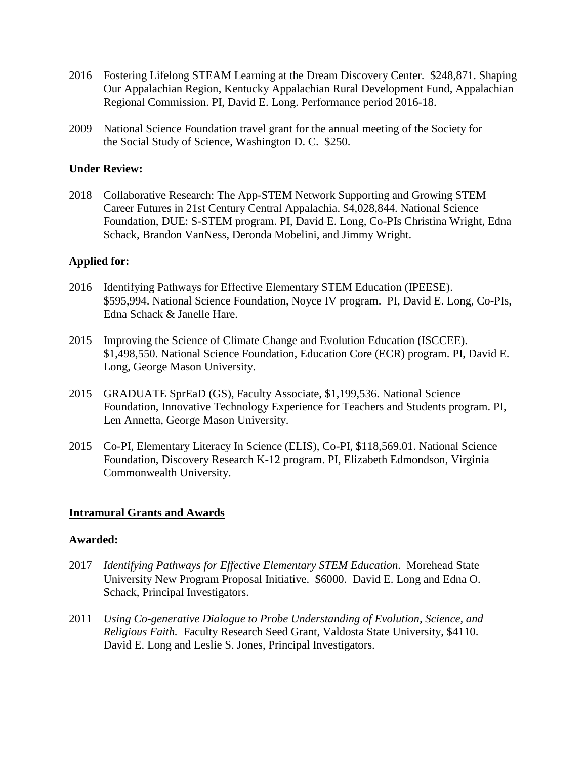2016 Fostering Lifelong STEAM Learning at the Dream Discovery Center. $248,871. Shaping Our Appalachian Region, Kentucky Appalachian Rural Development Fund, Appalachian Regional Commission. PI, David E. Long. Performance period 2016-18.

2009 National Science Foundation travel grant for the annual meeting of the Society for the Social Study of Science, Washington D. C. $250.

**Under Review:**

2018 Collaborative Research: The App-STEM Network Supporting and Growing STEM Career Futures in 21st Century Central Appalachia. $4,028,844. National Science Foundation, DUE: S-STEM program. PI, David E. Long, Co-PIs Christina Wright, Edna Schack, Brandon VanNess, Deronda Mobelini, and Jimmy Wright.

**Applied for:**

2016 Identifying Pathways for Effective Elementary STEM Education (IPEESE). $595,994. National Science Foundation, Noyce IV program. PI, David E. Long, Co-PIs, Edna Schack & Janelle Hare.

2015 Improving the Science of Climate Change and Evolution Education (ISCCEE). $1,498,550. National Science Foundation, Education Core (ECR) program. PI, David E. Long, George Mason University.

2015 GRADUATE SprEaD (GS), Faculty Associate, $1,199,536. National Science Foundation, Innovative Technology Experience for Teachers and Students program. PI, Len Annetta, George Mason University.

2015 Co-PI, Elementary Literacy In Science (ELIS), Co-PI, $118,569.01. National Science Foundation, Discovery Research K-12 program. PI, Elizabeth Edmondson, Virginia Commonwealth University.

## Intramural Grants and Awards

**Awarded:**

2017 *Identifying Pathways for Effective Elementary STEM Education*. Morehead State University New Program Proposal Initiative. $6000. David E. Long and Edna O. Schack, Principal Investigators.

2011 *Using Co-generative Dialogue to Probe Understanding of Evolution, Science, and Religious Faith.* Faculty Research Seed Grant, Valdosta State University, $4110. David E. Long and Leslie S. Jones, Principal Investigators.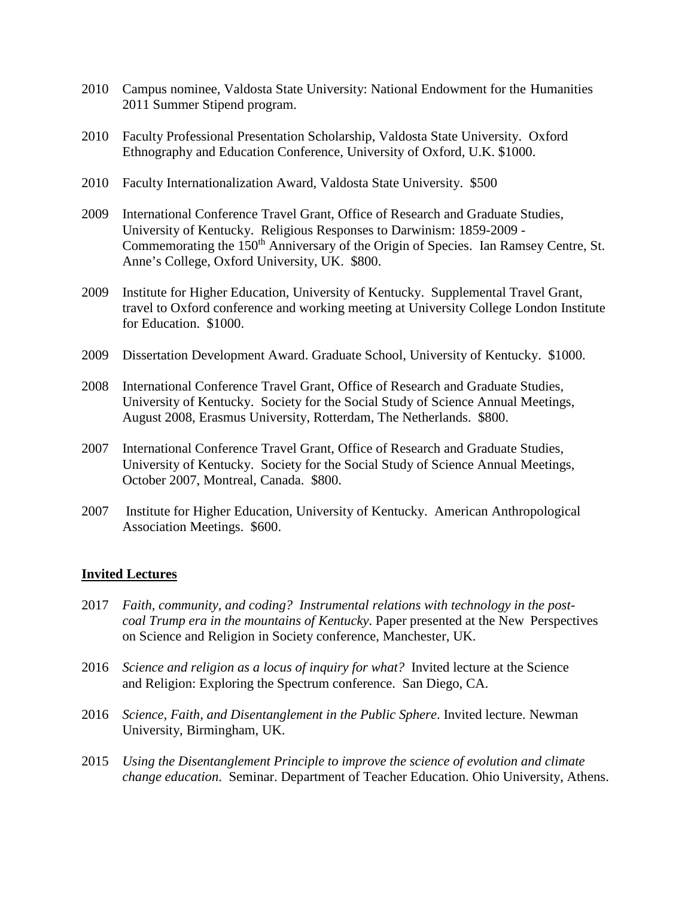2010 Campus nominee, Valdosta State University: National Endowment for the Humanities 2011 Summer Stipend program.

2010 Faculty Professional Presentation Scholarship, Valdosta State University. Oxford Ethnography and Education Conference, University of Oxford, U.K. $1000.

2010 Faculty Internationalization Award, Valdosta State University. $500

2009 International Conference Travel Grant, Office of Research and Graduate Studies, University of Kentucky. Religious Responses to Darwinism: 1859-2009 - Commemorating the 150th Anniversary of the Origin of Species. Ian Ramsey Centre, St. Anne's College, Oxford University, UK. $800.

2009 Institute for Higher Education, University of Kentucky. Supplemental Travel Grant, travel to Oxford conference and working meeting at University College London Institute for Education. $1000.

2009 Dissertation Development Award. Graduate School, University of Kentucky. $1000.

2008 International Conference Travel Grant, Office of Research and Graduate Studies, University of Kentucky. Society for the Social Study of Science Annual Meetings, August 2008, Erasmus University, Rotterdam, The Netherlands. $800.

2007 International Conference Travel Grant, Office of Research and Graduate Studies, University of Kentucky. Society for the Social Study of Science Annual Meetings, October 2007, Montreal, Canada. $800.

2007 Institute for Higher Education, University of Kentucky. American Anthropological Association Meetings. $600.

## Invited Lectures

2017 *Faith, community, and coding? Instrumental relations with technology in the post-coal Trump era in the mountains of Kentucky*. Paper presented at the New Perspectives on Science and Religion in Society conference, Manchester, UK.

2016 *Science and religion as a locus of inquiry for what?* Invited lecture at the Science and Religion: Exploring the Spectrum conference. San Diego, CA.

2016 *Science, Faith, and Disentanglement in the Public Sphere*. Invited lecture. Newman University, Birmingham, UK.

2015 *Using the Disentanglement Principle to improve the science of evolution and climate change education*. Seminar. Department of Teacher Education. Ohio University, Athens.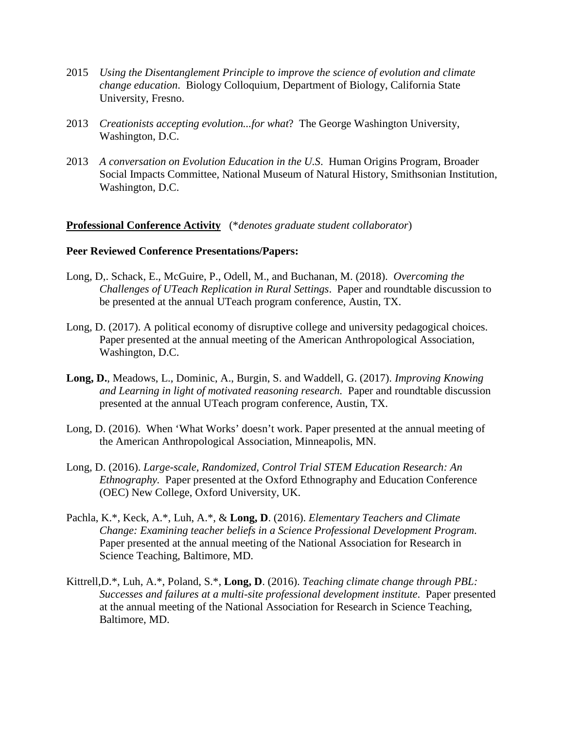2015 *Using the Disentanglement Principle to improve the science of evolution and climate change education*. Biology Colloquium, Department of Biology, California State University, Fresno.

2013 *Creationists accepting evolution...for what*? The George Washington University, Washington, D.C.

2013 *A conversation on Evolution Education in the U.S*. Human Origins Program, Broader Social Impacts Committee, National Museum of Natural History, Smithsonian Institution, Washington, D.C.

**<u>Professional Conference Activity</u>** (*\*denotes graduate student collaborator*)

**Peer Reviewed Conference Presentations/Papers:**

Long, D,. Schack, E., McGuire, P., Odell, M., and Buchanan, M. (2018). *Overcoming the Challenges of UTeach Replication in Rural Settings*. Paper and roundtable discussion to be presented at the annual UTeach program conference, Austin, TX.

Long, D. (2017). A political economy of disruptive college and university pedagogical choices. Paper presented at the annual meeting of the American Anthropological Association, Washington, D.C.

**Long, D.**, Meadows, L., Dominic, A., Burgin, S. and Waddell, G. (2017). *Improving Knowing and Learning in light of motivated reasoning research.* Paper and roundtable discussion presented at the annual UTeach program conference, Austin, TX.

Long, D. (2016). When 'What Works' doesn't work. Paper presented at the annual meeting of the American Anthropological Association, Minneapolis, MN.

Long, D. (2016). *Large-scale, Randomized, Control Trial STEM Education Research: An Ethnography.* Paper presented at the Oxford Ethnography and Education Conference (OEC) New College, Oxford University, UK.

Pachla, K.\*, Keck, A.\*, Luh, A.\*, & **Long, D**. (2016). *Elementary Teachers and Climate Change: Examining teacher beliefs in a Science Professional Development Program*. Paper presented at the annual meeting of the National Association for Research in Science Teaching, Baltimore, MD.

Kittrell,D.\*, Luh, A.\*, Poland, S.\*, **Long, D**. (2016). *Teaching climate change through PBL: Successes and failures at a multi-site professional development institute*. Paper presented at the annual meeting of the National Association for Research in Science Teaching, Baltimore, MD.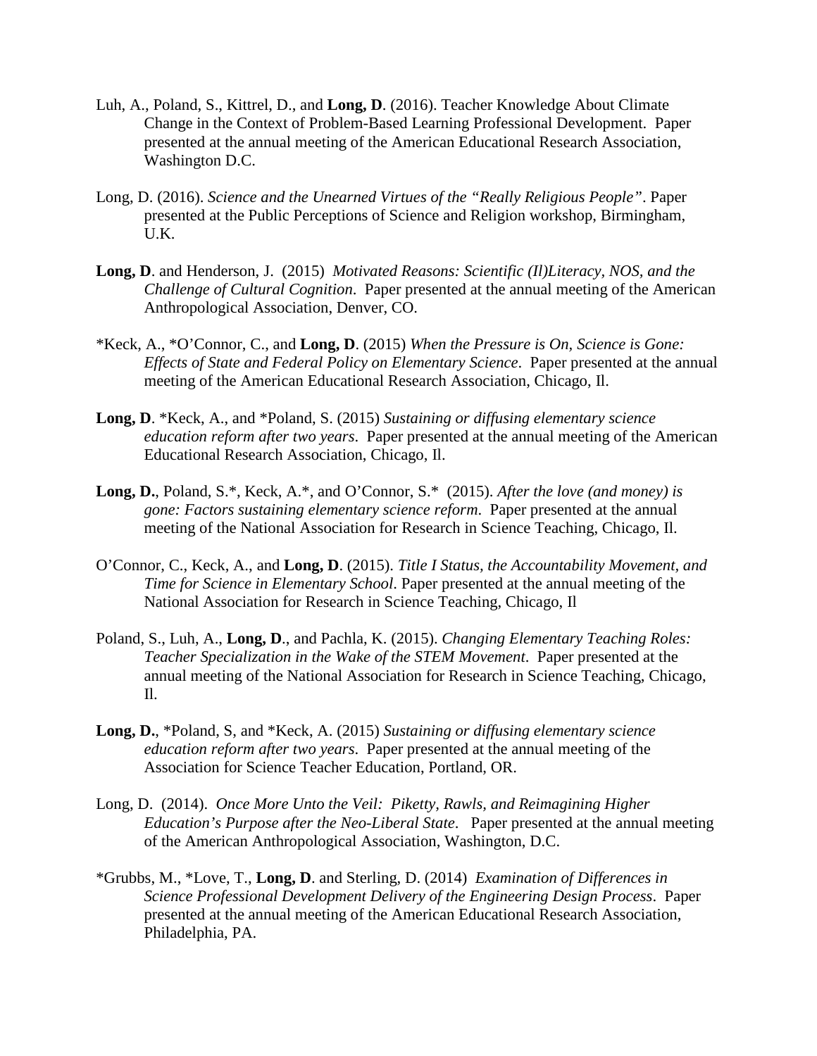Luh, A., Poland, S., Kittrel, D., and **Long, D**. (2016). Teacher Knowledge About Climate Change in the Context of Problem-Based Learning Professional Development. Paper presented at the annual meeting of the American Educational Research Association, Washington D.C.

Long, D. (2016). *Science and the Unearned Virtues of the "Really Religious People"*. Paper presented at the Public Perceptions of Science and Religion workshop, Birmingham, U.K.

**Long, D**. and Henderson, J. (2015) *Motivated Reasons: Scientific (Il)Literacy, NOS, and the Challenge of Cultural Cognition*. Paper presented at the annual meeting of the American Anthropological Association, Denver, CO.

*Keck, A., *O'Connor, C., and **Long, D**. (2015) *When the Pressure is On, Science is Gone: Effects of State and Federal Policy on Elementary Science*. Paper presented at the annual meeting of the American Educational Research Association, Chicago, Il.

**Long, D**. *Keck, A., and *Poland, S. (2015) *Sustaining or diffusing elementary science education reform after two years*. Paper presented at the annual meeting of the American Educational Research Association, Chicago, Il.

**Long, D.**, Poland, S.*, Keck, A.*, and O'Connor, S.* (2015). *After the love (and money) is gone: Factors sustaining elementary science reform*. Paper presented at the annual meeting of the National Association for Research in Science Teaching, Chicago, Il.

O'Connor, C., Keck, A., and **Long, D**. (2015). *Title I Status, the Accountability Movement, and Time for Science in Elementary School*. Paper presented at the annual meeting of the National Association for Research in Science Teaching, Chicago, Il

Poland, S., Luh, A., **Long, D**., and Pachla, K. (2015). *Changing Elementary Teaching Roles: Teacher Specialization in the Wake of the STEM Movement*. Paper presented at the annual meeting of the National Association for Research in Science Teaching, Chicago, Il.

**Long, D.**, *Poland, S, and *Keck, A. (2015) *Sustaining or diffusing elementary science education reform after two years*. Paper presented at the annual meeting of the Association for Science Teacher Education, Portland, OR.

Long, D. (2014). *Once More Unto the Veil: Piketty, Rawls, and Reimagining Higher Education's Purpose after the Neo-Liberal State*. Paper presented at the annual meeting of the American Anthropological Association, Washington, D.C.

*Grubbs, M., *Love, T., **Long, D**. and Sterling, D. (2014) *Examination of Differences in Science Professional Development Delivery of the Engineering Design Process*. Paper presented at the annual meeting of the American Educational Research Association, Philadelphia, PA.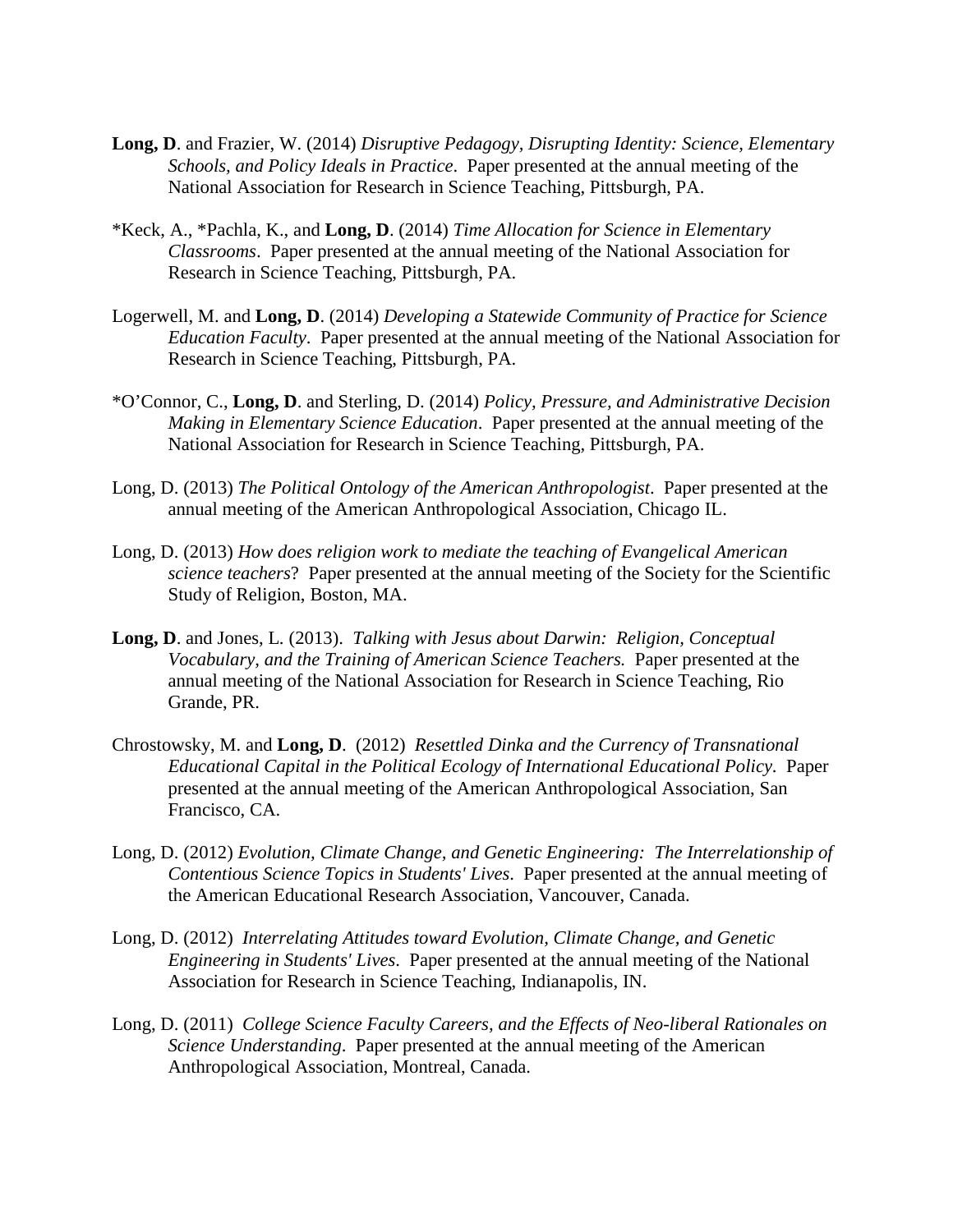**Long, D**. and Frazier, W. (2014) *Disruptive Pedagogy, Disrupting Identity: Science, Elementary Schools, and Policy Ideals in Practice*. Paper presented at the annual meeting of the National Association for Research in Science Teaching, Pittsburgh, PA.

*Keck, A., *Pachla, K., and **Long, D**. (2014) *Time Allocation for Science in Elementary Classrooms*. Paper presented at the annual meeting of the National Association for Research in Science Teaching, Pittsburgh, PA.

Logerwell, M. and **Long, D**. (2014) *Developing a Statewide Community of Practice for Science Education Faculty*. Paper presented at the annual meeting of the National Association for Research in Science Teaching, Pittsburgh, PA.

*O'Connor, C., **Long, D**. and Sterling, D. (2014) *Policy, Pressure, and Administrative Decision Making in Elementary Science Education*. Paper presented at the annual meeting of the National Association for Research in Science Teaching, Pittsburgh, PA.

Long, D. (2013) *The Political Ontology of the American Anthropologist*. Paper presented at the annual meeting of the American Anthropological Association, Chicago IL.

Long, D. (2013) *How does religion work to mediate the teaching of Evangelical American science teachers*? Paper presented at the annual meeting of the Society for the Scientific Study of Religion, Boston, MA.

**Long, D**. and Jones, L. (2013). *Talking with Jesus about Darwin: Religion, Conceptual Vocabulary, and the Training of American Science Teachers.* Paper presented at the annual meeting of the National Association for Research in Science Teaching, Rio Grande, PR.

Chrostowsky, M. and **Long, D**. (2012) *Resettled Dinka and the Currency of Transnational Educational Capital in the Political Ecology of International Educational Policy*. Paper presented at the annual meeting of the American Anthropological Association, San Francisco, CA.

Long, D. (2012) *Evolution, Climate Change, and Genetic Engineering: The Interrelationship of Contentious Science Topics in Students' Lives*. Paper presented at the annual meeting of the American Educational Research Association, Vancouver, Canada.

Long, D. (2012) *Interrelating Attitudes toward Evolution, Climate Change, and Genetic Engineering in Students' Lives*. Paper presented at the annual meeting of the National Association for Research in Science Teaching, Indianapolis, IN.

Long, D. (2011) *College Science Faculty Careers, and the Effects of Neo-liberal Rationales on Science Understanding*. Paper presented at the annual meeting of the American Anthropological Association, Montreal, Canada.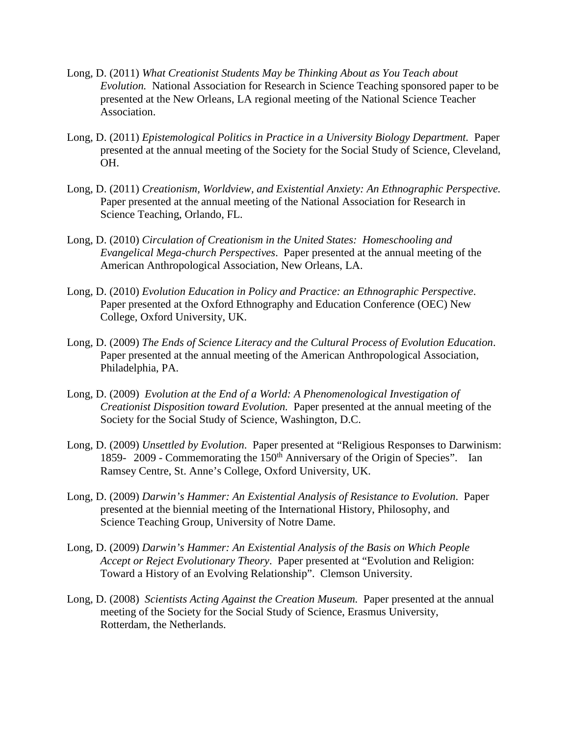Long, D. (2011) *What Creationist Students May be Thinking About as You Teach about Evolution.* National Association for Research in Science Teaching sponsored paper to be presented at the New Orleans, LA regional meeting of the National Science Teacher Association.

Long, D. (2011) *Epistemological Politics in Practice in a University Biology Department.* Paper presented at the annual meeting of the Society for the Social Study of Science, Cleveland, OH.

Long, D. (2011) *Creationism, Worldview, and Existential Anxiety: An Ethnographic Perspective.* Paper presented at the annual meeting of the National Association for Research in Science Teaching, Orlando, FL.

Long, D. (2010) *Circulation of Creationism in the United States: Homeschooling and Evangelical Mega-church Perspectives*. Paper presented at the annual meeting of the American Anthropological Association, New Orleans, LA.

Long, D. (2010) *Evolution Education in Policy and Practice: an Ethnographic Perspective*. Paper presented at the Oxford Ethnography and Education Conference (OEC) New College, Oxford University, UK.

Long, D. (2009) *The Ends of Science Literacy and the Cultural Process of Evolution Education*. Paper presented at the annual meeting of the American Anthropological Association, Philadelphia, PA.

Long, D. (2009) *Evolution at the End of a World: A Phenomenological Investigation of Creationist Disposition toward Evolution.* Paper presented at the annual meeting of the Society for the Social Study of Science, Washington, D.C.

Long, D. (2009) *Unsettled by Evolution*. Paper presented at "Religious Responses to Darwinism: 1859- 2009 - Commemorating the 150th Anniversary of the Origin of Species". Ian Ramsey Centre, St. Anne's College, Oxford University, UK.

Long, D. (2009) *Darwin's Hammer: An Existential Analysis of Resistance to Evolution*. Paper presented at the biennial meeting of the International History, Philosophy, and Science Teaching Group, University of Notre Dame.

Long, D. (2009) *Darwin's Hammer: An Existential Analysis of the Basis on Which People Accept or Reject Evolutionary Theory*. Paper presented at "Evolution and Religion: Toward a History of an Evolving Relationship". Clemson University.

Long, D. (2008) *Scientists Acting Against the Creation Museum.* Paper presented at the annual meeting of the Society for the Social Study of Science, Erasmus University, Rotterdam, the Netherlands.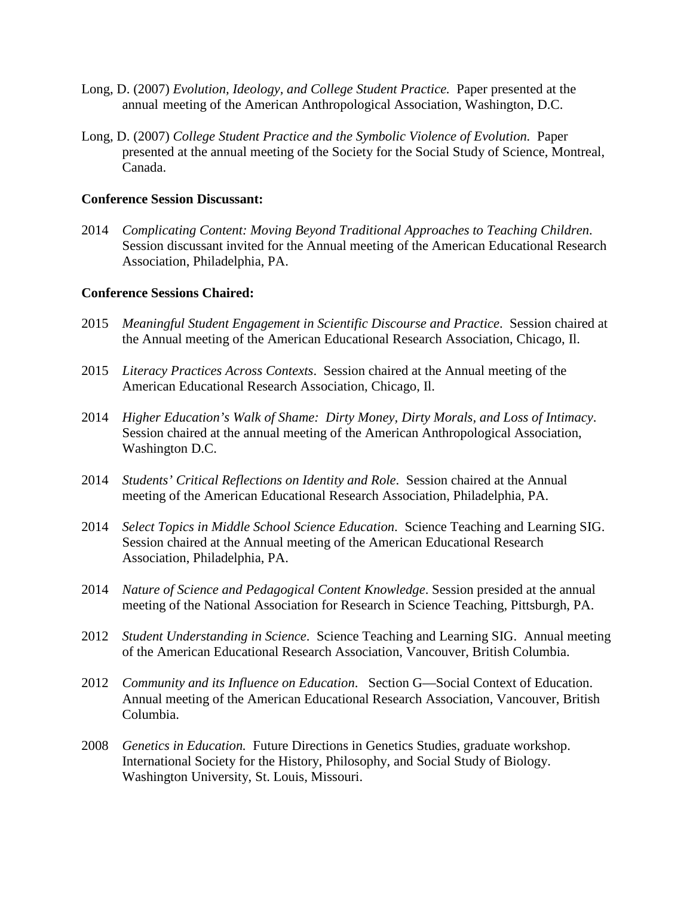Long, D. (2007) *Evolution, Ideology, and College Student Practice.* Paper presented at the annual meeting of the American Anthropological Association, Washington, D.C.

Long, D. (2007) *College Student Practice and the Symbolic Violence of Evolution.* Paper presented at the annual meeting of the Society for the Social Study of Science, Montreal, Canada.

**Conference Session Discussant:**

2014 *Complicating Content: Moving Beyond Traditional Approaches to Teaching Children*. Session discussant invited for the Annual meeting of the American Educational Research Association, Philadelphia, PA.

**Conference Sessions Chaired:**

2015 *Meaningful Student Engagement in Scientific Discourse and Practice*. Session chaired at the Annual meeting of the American Educational Research Association, Chicago, Il.

2015 *Literacy Practices Across Contexts*. Session chaired at the Annual meeting of the American Educational Research Association, Chicago, Il.

2014 *Higher Education's Walk of Shame: Dirty Money, Dirty Morals, and Loss of Intimacy*. Session chaired at the annual meeting of the American Anthropological Association, Washington D.C.

2014 *Students' Critical Reflections on Identity and Role*. Session chaired at the Annual meeting of the American Educational Research Association, Philadelphia, PA.

2014 *Select Topics in Middle School Science Education*. Science Teaching and Learning SIG. Session chaired at the Annual meeting of the American Educational Research Association, Philadelphia, PA.

2014 *Nature of Science and Pedagogical Content Knowledge*. Session presided at the annual meeting of the National Association for Research in Science Teaching, Pittsburgh, PA.

2012 *Student Understanding in Science*. Science Teaching and Learning SIG. Annual meeting of the American Educational Research Association, Vancouver, British Columbia.

2012 *Community and its Influence on Education*. Section G—Social Context of Education. Annual meeting of the American Educational Research Association, Vancouver, British Columbia.

2008 *Genetics in Education.* Future Directions in Genetics Studies, graduate workshop. International Society for the History, Philosophy, and Social Study of Biology. Washington University, St. Louis, Missouri.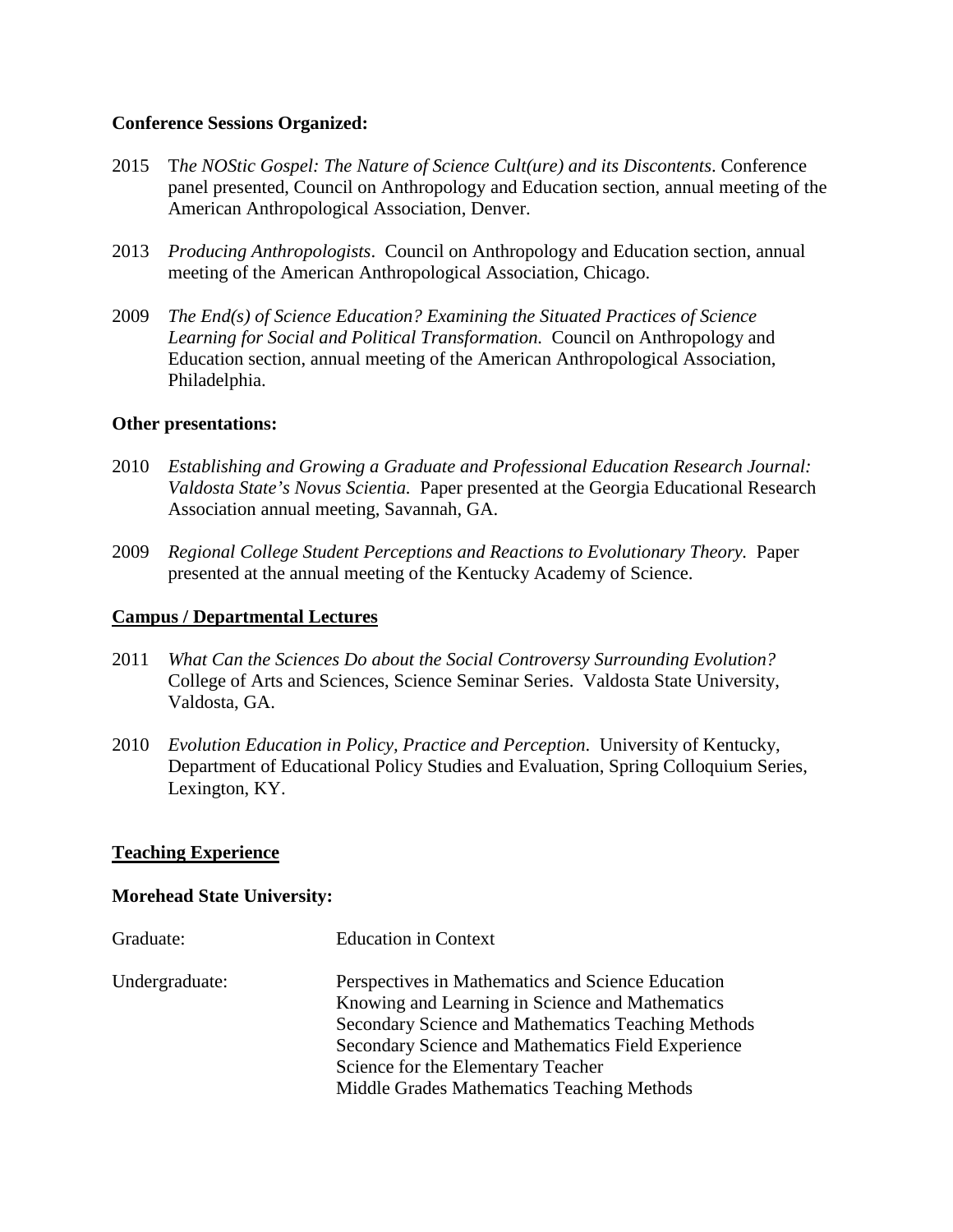**Conference Sessions Organized:**

2015 T*he NOStic Gospel: The Nature of Science Cult(ure) and its Discontents*. Conference panel presented, Council on Anthropology and Education section, annual meeting of the American Anthropological Association, Denver.

2013 *Producing Anthropologists*. Council on Anthropology and Education section, annual meeting of the American Anthropological Association, Chicago.

2009 *The End(s) of Science Education? Examining the Situated Practices of Science Learning for Social and Political Transformation.* Council on Anthropology and Education section, annual meeting of the American Anthropological Association, Philadelphia.

**Other presentations:**

2010 *Establishing and Growing a Graduate and Professional Education Research Journal: Valdosta State's Novus Scientia.* Paper presented at the Georgia Educational Research Association annual meeting, Savannah, GA.

2009 *Regional College Student Perceptions and Reactions to Evolutionary Theory.* Paper presented at the annual meeting of the Kentucky Academy of Science.

## Campus / Departmental Lectures

2011 *What Can the Sciences Do about the Social Controversy Surrounding Evolution?* College of Arts and Sciences, Science Seminar Series. Valdosta State University, Valdosta, GA.

2010 *Evolution Education in Policy, Practice and Perception.* University of Kentucky, Department of Educational Policy Studies and Evaluation, Spring Colloquium Series, Lexington, KY.

## Teaching Experience

**Morehead State University:**

Graduate: Education in Context

Undergraduate:
- Perspectives in Mathematics and Science Education
- Knowing and Learning in Science and Mathematics
- Secondary Science and Mathematics Teaching Methods
- Secondary Science and Mathematics Field Experience
- Science for the Elementary Teacher
- Middle Grades Mathematics Teaching Methods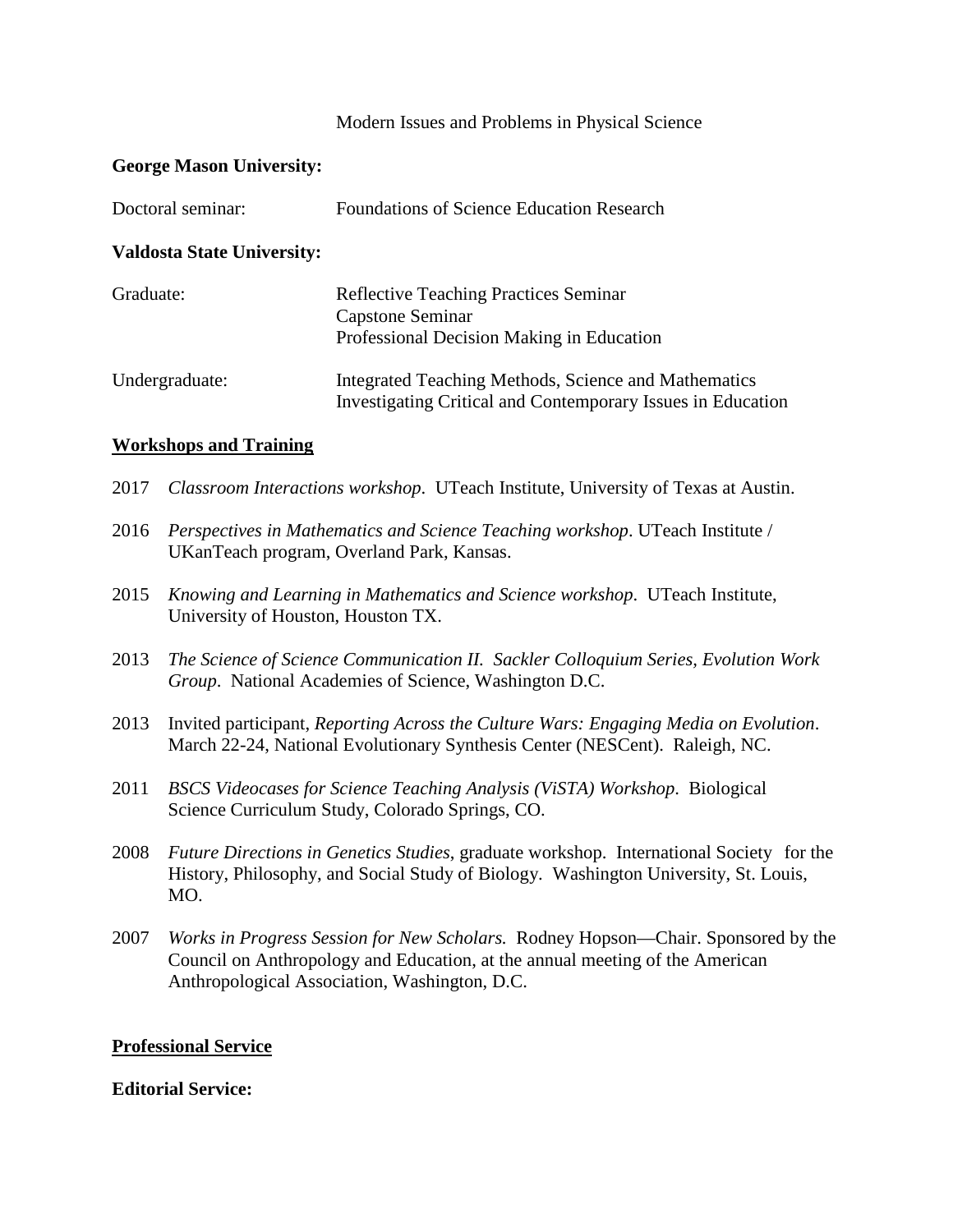Modern Issues and Problems in Physical Science

**George Mason University:**

Doctoral seminar: Foundations of Science Education Research

**Valdosta State University:**

Graduate: Reflective Teaching Practices Seminar
Capstone Seminar
Professional Decision Making in Education

Undergraduate: Integrated Teaching Methods, Science and Mathematics
Investigating Critical and Contemporary Issues in Education

## Workshops and Training

2017 *Classroom Interactions workshop*. UTeach Institute, University of Texas at Austin.

2016 *Perspectives in Mathematics and Science Teaching workshop*. UTeach Institute / UKanTeach program, Overland Park, Kansas.

2015 *Knowing and Learning in Mathematics and Science workshop*. UTeach Institute, University of Houston, Houston TX.

2013 *The Science of Science Communication II. Sackler Colloquium Series, Evolution Work Group*. National Academies of Science, Washington D.C.

2013 Invited participant, *Reporting Across the Culture Wars: Engaging Media on Evolution*. March 22-24, National Evolutionary Synthesis Center (NESCent). Raleigh, NC.

2011 *BSCS Videocases for Science Teaching Analysis (ViSTA) Workshop*. Biological Science Curriculum Study, Colorado Springs, CO.

2008 *Future Directions in Genetics Studies*, graduate workshop. International Society for the History, Philosophy, and Social Study of Biology. Washington University, St. Louis, MO.

2007 *Works in Progress Session for New Scholars.* Rodney Hopson—Chair. Sponsored by the Council on Anthropology and Education, at the annual meeting of the American Anthropological Association, Washington, D.C.

## Professional Service

**Editorial Service:**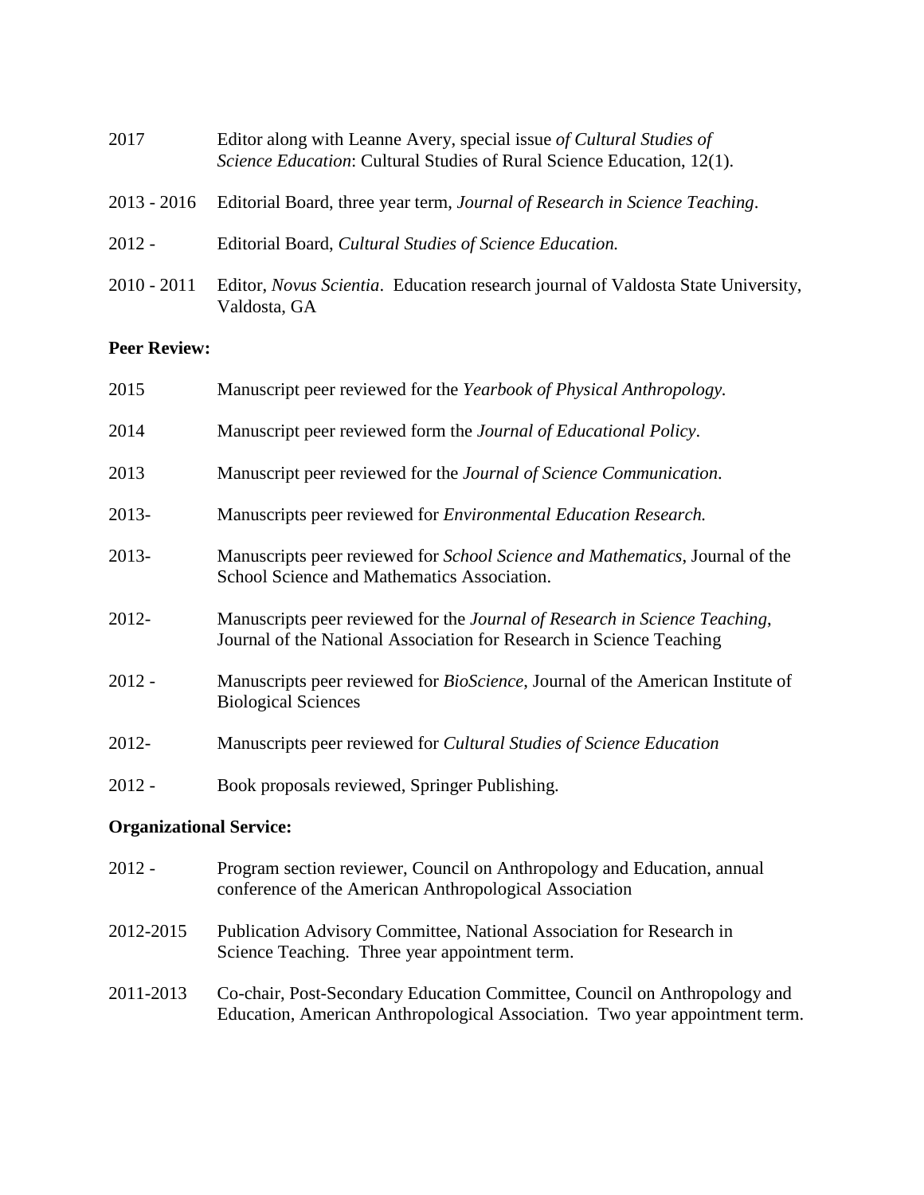2017 Editor along with Leanne Avery, special issue *of Cultural Studies of Science Education*: Cultural Studies of Rural Science Education, 12(1).

2013 - 2016 Editorial Board, three year term, *Journal of Research in Science Teaching*.

2012 - Editorial Board, *Cultural Studies of Science Education.*

2010 - 2011 Editor, *Novus Scientia*. Education research journal of Valdosta State University, Valdosta, GA

**Peer Review:**

2015 Manuscript peer reviewed for the *Yearbook of Physical Anthropology.*

2014 Manuscript peer reviewed form the *Journal of Educational Policy*.

2013 Manuscript peer reviewed for the *Journal of Science Communication*.

2013- Manuscripts peer reviewed for *Environmental Education Research.*

2013- Manuscripts peer reviewed for *School Science and Mathematics*, Journal of the School Science and Mathematics Association.

2012- Manuscripts peer reviewed for the *Journal of Research in Science Teaching*, Journal of the National Association for Research in Science Teaching

2012 - Manuscripts peer reviewed for *BioScience*, Journal of the American Institute of Biological Sciences

2012- Manuscripts peer reviewed for *Cultural Studies of Science Education*

2012 - Book proposals reviewed, Springer Publishing.

**Organizational Service:**

2012 - Program section reviewer, Council on Anthropology and Education, annual conference of the American Anthropological Association

2012-2015 Publication Advisory Committee, National Association for Research in Science Teaching. Three year appointment term.

2011-2013 Co-chair, Post-Secondary Education Committee, Council on Anthropology and Education, American Anthropological Association. Two year appointment term.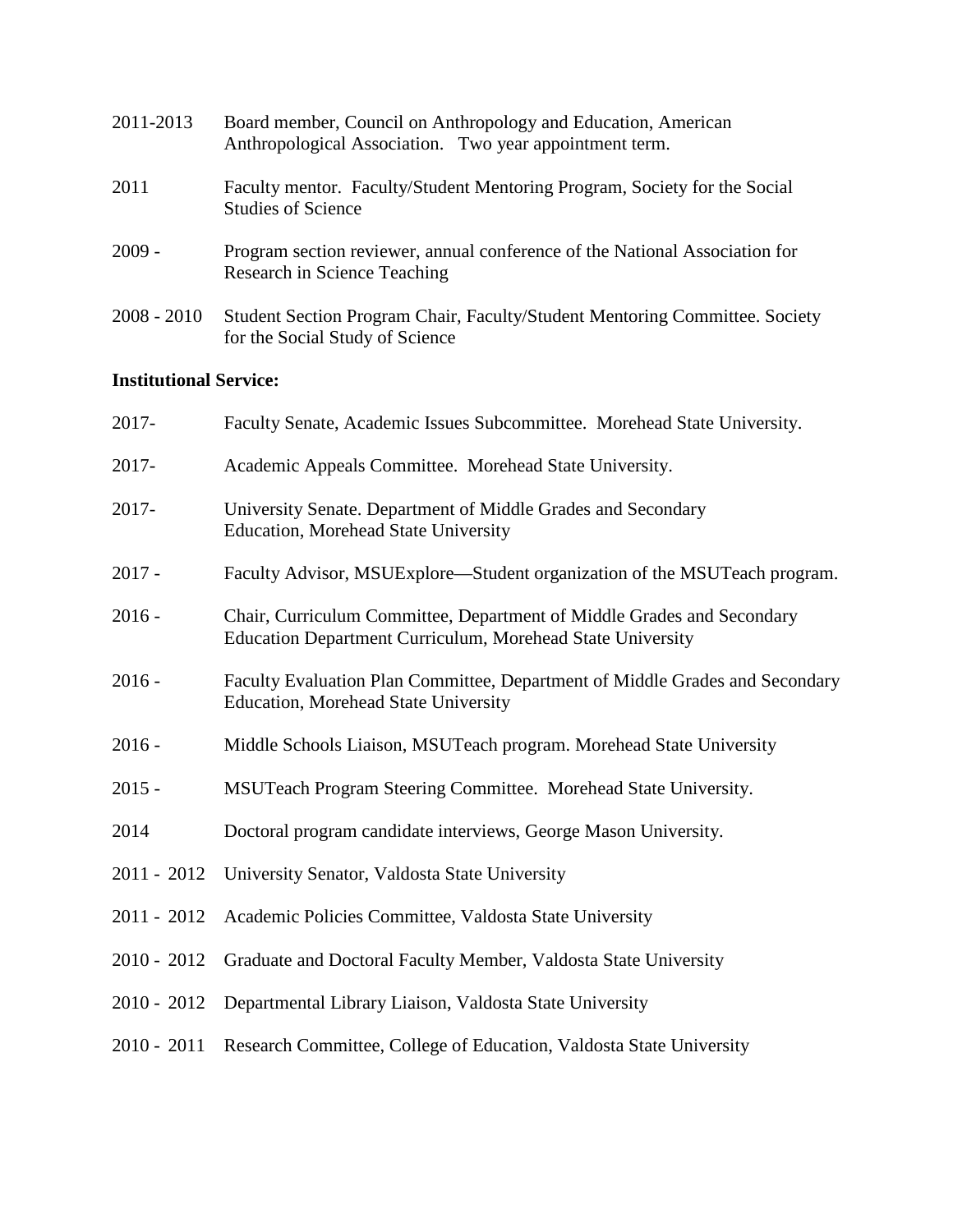2011-2013 Board member, Council on Anthropology and Education, American Anthropological Association. Two year appointment term.

2011 Faculty mentor. Faculty/Student Mentoring Program, Society for the Social Studies of Science

2009 - Program section reviewer, annual conference of the National Association for Research in Science Teaching

2008 - 2010 Student Section Program Chair, Faculty/Student Mentoring Committee. Society for the Social Study of Science

**Institutional Service:**

2017- Faculty Senate, Academic Issues Subcommittee. Morehead State University.

2017- Academic Appeals Committee. Morehead State University.

2017- University Senate. Department of Middle Grades and Secondary Education, Morehead State University

2017 - Faculty Advisor, MSUExplore—Student organization of the MSUTeach program.

2016 - Chair, Curriculum Committee, Department of Middle Grades and Secondary Education Department Curriculum, Morehead State University

2016 - Faculty Evaluation Plan Committee, Department of Middle Grades and Secondary Education, Morehead State University

2016 - Middle Schools Liaison, MSUTeach program. Morehead State University

2015 - MSUTeach Program Steering Committee. Morehead State University.

2014 Doctoral program candidate interviews, George Mason University.

2011 - 2012 University Senator, Valdosta State University

2011 - 2012 Academic Policies Committee, Valdosta State University

2010 - 2012 Graduate and Doctoral Faculty Member, Valdosta State University

2010 - 2012 Departmental Library Liaison, Valdosta State University

2010 - 2011 Research Committee, College of Education, Valdosta State University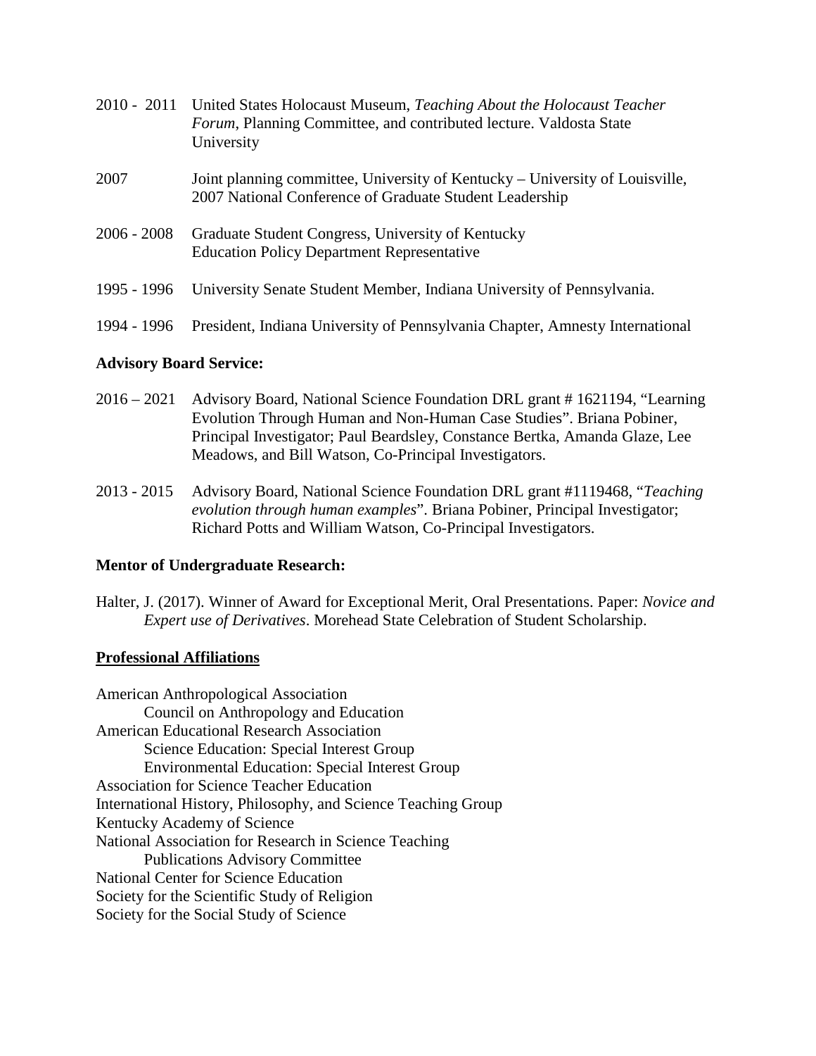2010 - 2011 United States Holocaust Museum, *Teaching About the Holocaust Teacher Forum*, Planning Committee, and contributed lecture. Valdosta State University

2007 Joint planning committee, University of Kentucky – University of Louisville, 2007 National Conference of Graduate Student Leadership

2006 - 2008 Graduate Student Congress, University of Kentucky
Education Policy Department Representative

1995 - 1996 University Senate Student Member, Indiana University of Pennsylvania.

1994 - 1996 President, Indiana University of Pennsylvania Chapter, Amnesty International

**Advisory Board Service:**

2016 – 2021 Advisory Board, National Science Foundation DRL grant # 1621194, "Learning Evolution Through Human and Non-Human Case Studies". Briana Pobiner, Principal Investigator; Paul Beardsley, Constance Bertka, Amanda Glaze, Lee Meadows, and Bill Watson, Co-Principal Investigators.

2013 - 2015 Advisory Board, National Science Foundation DRL grant #1119468, "*Teaching evolution through human examples*". Briana Pobiner, Principal Investigator; Richard Potts and William Watson, Co-Principal Investigators.

**Mentor of Undergraduate Research:**

Halter, J. (2017). Winner of Award for Exceptional Merit, Oral Presentations. Paper: *Novice and Expert use of Derivatives*. Morehead State Celebration of Student Scholarship.

## Professional Affiliations

American Anthropological Association
    Council on Anthropology and Education
American Educational Research Association
    Science Education: Special Interest Group
    Environmental Education: Special Interest Group
Association for Science Teacher Education
International History, Philosophy, and Science Teaching Group
Kentucky Academy of Science
National Association for Research in Science Teaching
    Publications Advisory Committee
National Center for Science Education
Society for the Scientific Study of Religion
Society for the Social Study of Science